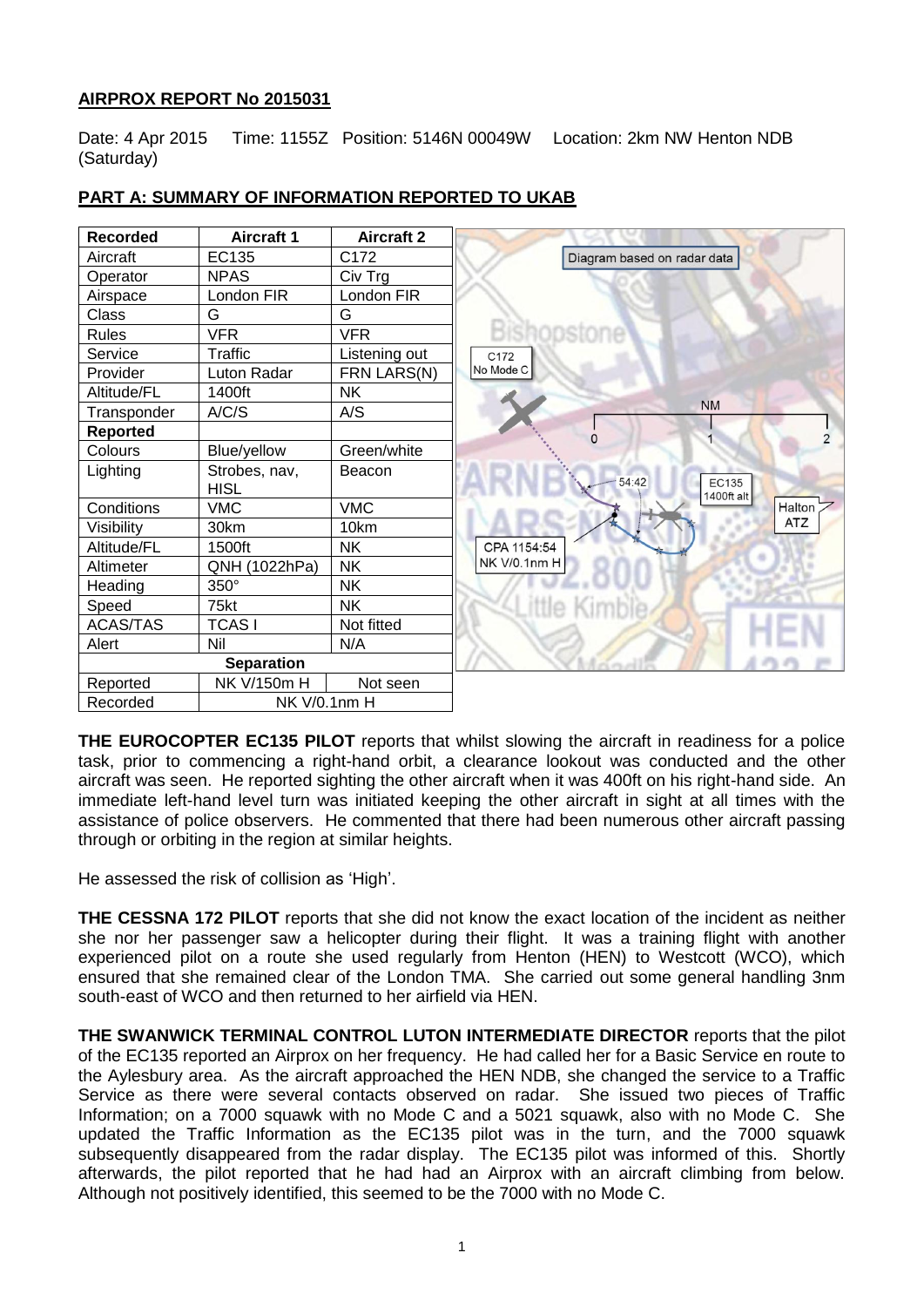**AIRPROX REPORT No 2015031**

Date: 4 Apr 2015 Time: 1155Z Position: 5146N 00049W Location: 2km NW Henton NDB (Saturday)

## PART A: SUMMARY OF INFORMATION REPORTED TO UKAB

| Recorded | Aircraft 1 | Aircraft 2 |
|---|---|---|
| Aircraft | EC135 | C172 |
| Operator | NPAS | Civ Trg |
| Airspace | London FIR | London FIR |
| Class | G | G |
| Rules | VFR | VFR |
| Service | Traffic | Listening out |
| Provider | Luton Radar | FRN LARS(N) |
| Altitude/FL | 1400ft | NK |
| Transponder | A/C/S | A/S |
| **Reported** | | |
| Colours | Blue/yellow | Green/white |
| Lighting | Strobes, nav, HISL | Beacon |
| Conditions | VMC | VMC |
| Visibility | 30km | 10km |
| Altitude/FL | 1500ft | NK |
| Altimeter | QNH (1022hPa) | NK |
| Heading | 350° | NK |
| Speed | 75kt | NK |
| ACAS/TAS | TCAS I | Not fitted |
| Alert | Nil | N/A |
| **Separation** | | |
| Reported | NK V/150m H | Not seen |
| Recorded | NK V/0.1nm H | |

Diagram based on radar data

**THE EUROCOPTER EC135 PILOT** reports that whilst slowing the aircraft in readiness for a police task, prior to commencing a right-hand orbit, a clearance lookout was conducted and the other aircraft was seen. He reported sighting the other aircraft when it was 400ft on his right-hand side. An immediate left-hand level turn was initiated keeping the other aircraft in sight at all times with the assistance of police observers. He commented that there had been numerous other aircraft passing through or orbiting in the region at similar heights.

He assessed the risk of collision as 'High'.

**THE CESSNA 172 PILOT** reports that she did not know the exact location of the incident as neither she nor her passenger saw a helicopter during their flight. It was a training flight with another experienced pilot on a route she used regularly from Henton (HEN) to Westcott (WCO), which ensured that she remained clear of the London TMA. She carried out some general handling 3nm south-east of WCO and then returned to her airfield via HEN.

**THE SWANWICK TERMINAL CONTROL LUTON INTERMEDIATE DIRECTOR** reports that the pilot of the EC135 reported an Airprox on her frequency. He had called her for a Basic Service en route to the Aylesbury area. As the aircraft approached the HEN NDB, she changed the service to a Traffic Service as there were several contacts observed on radar. She issued two pieces of Traffic Information; on a 7000 squawk with no Mode C and a 5021 squawk, also with no Mode C. She updated the Traffic Information as the EC135 pilot was in the turn, and the 7000 squawk subsequently disappeared from the radar display. The EC135 pilot was informed of this. Shortly afterwards, the pilot reported that he had had an Airprox with an aircraft climbing from below. Although not positively identified, this seemed to be the 7000 with no Mode C.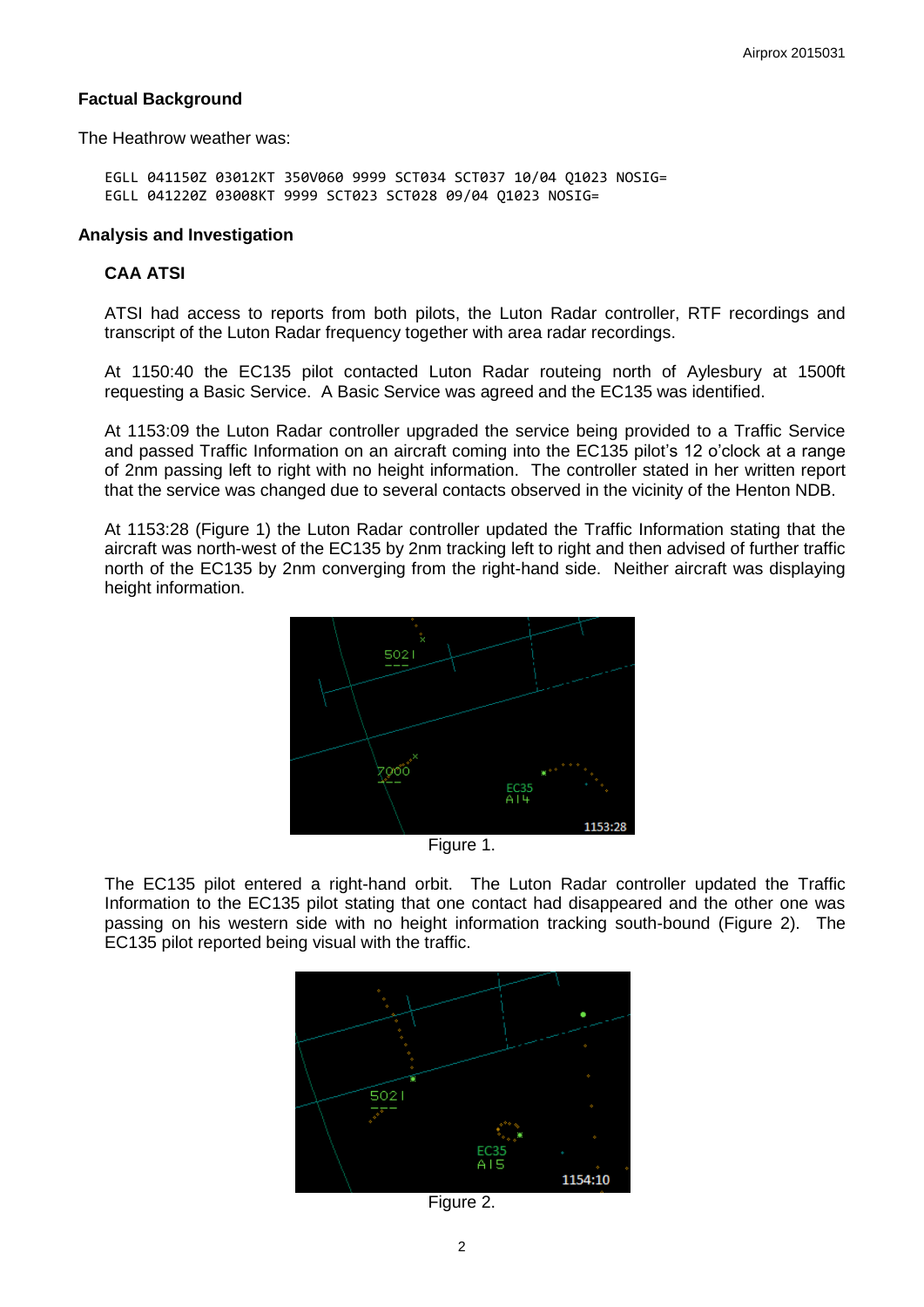## Factual Background

The Heathrow weather was:

```
EGLL 041150Z 03012KT 350V060 9999 SCT034 SCT037 10/04 Q1023 NOSIG=
EGLL 041220Z 03008KT 9999 SCT023 SCT028 09/04 Q1023 NOSIG=
```

## Analysis and Investigation

### CAA ATSI

ATSI had access to reports from both pilots, the Luton Radar controller, RTF recordings and transcript of the Luton Radar frequency together with area radar recordings.

At 1150:40 the EC135 pilot contacted Luton Radar routeing north of Aylesbury at 1500ft requesting a Basic Service. A Basic Service was agreed and the EC135 was identified.

At 1153:09 the Luton Radar controller upgraded the service being provided to a Traffic Service and passed Traffic Information on an aircraft coming into the EC135 pilot's 12 o'clock at a range of 2nm passing left to right with no height information. The controller stated in her written report that the service was changed due to several contacts observed in the vicinity of the Henton NDB.

At 1153:28 (Figure 1) the Luton Radar controller updated the Traffic Information stating that the aircraft was north-west of the EC135 by 2nm tracking left to right and then advised of further traffic north of the EC135 by 2nm converging from the right-hand side. Neither aircraft was displaying height information.

Figure 1.

The EC135 pilot entered a right-hand orbit. The Luton Radar controller updated the Traffic Information to the EC135 pilot stating that one contact had disappeared and the other one was passing on his western side with no height information tracking south-bound (Figure 2). The EC135 pilot reported being visual with the traffic.

Figure 2.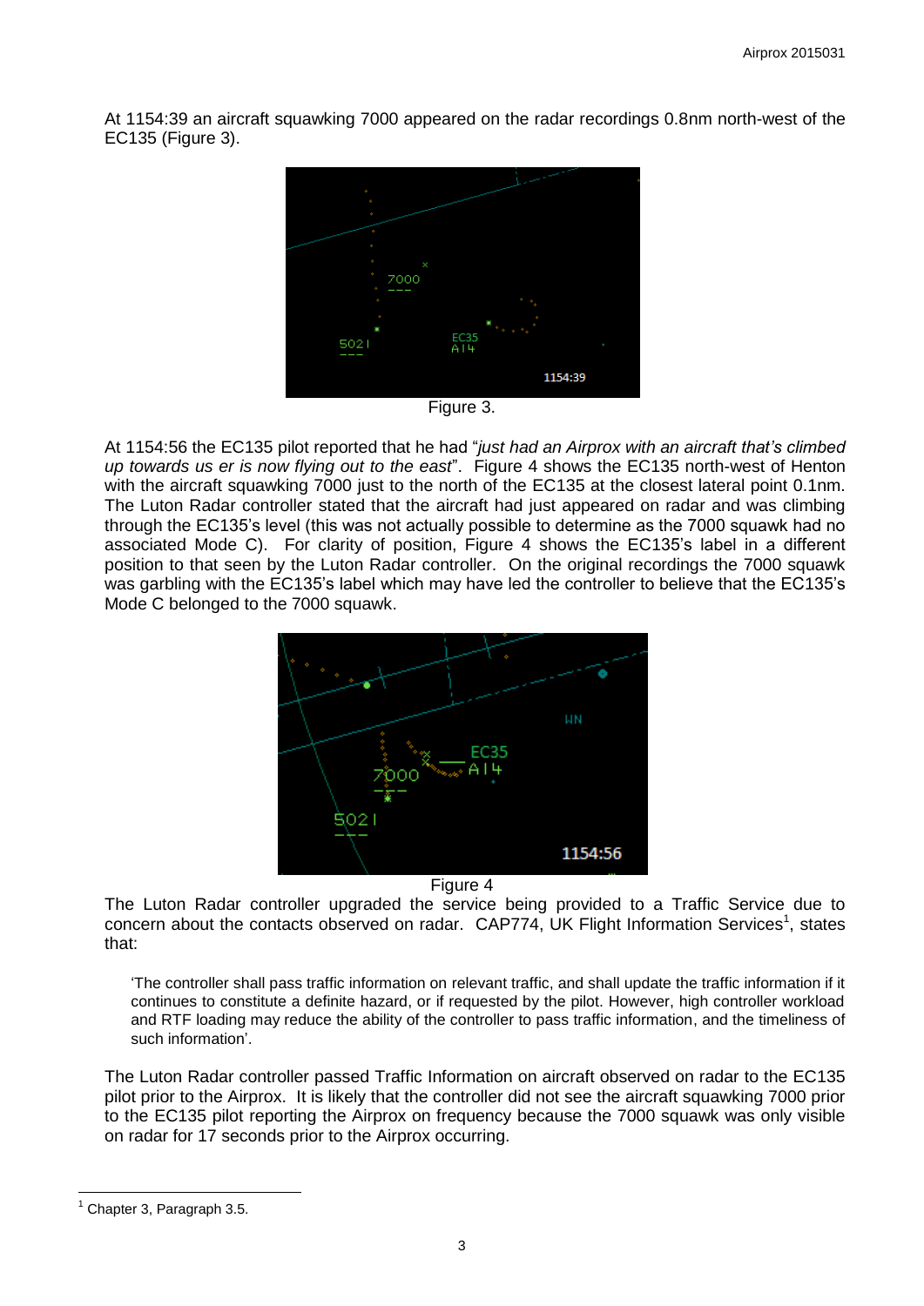At 1154:39 an aircraft squawking 7000 appeared on the radar recordings 0.8nm north-west of the EC135 (Figure 3).

Figure 3.

At 1154:56 the EC135 pilot reported that he had "*just had an Airprox with an aircraft that's climbed up towards us er is now flying out to the east*". Figure 4 shows the EC135 north-west of Henton with the aircraft squawking 7000 just to the north of the EC135 at the closest lateral point 0.1nm. The Luton Radar controller stated that the aircraft had just appeared on radar and was climbing through the EC135's level (this was not actually possible to determine as the 7000 squawk had no associated Mode C). For clarity of position, Figure 4 shows the EC135's label in a different position to that seen by the Luton Radar controller. On the original recordings the 7000 squawk was garbling with the EC135's label which may have led the controller to believe that the EC135's Mode C belonged to the 7000 squawk.

Figure 4

The Luton Radar controller upgraded the service being provided to a Traffic Service due to concern about the contacts observed on radar. CAP774, UK Flight Information Services[1], states that:

> 'The controller shall pass traffic information on relevant traffic, and shall update the traffic information if it continues to constitute a definite hazard, or if requested by the pilot. However, high controller workload and RTF loading may reduce the ability of the controller to pass traffic information, and the timeliness of such information'.

The Luton Radar controller passed Traffic Information on aircraft observed on radar to the EC135 pilot prior to the Airprox. It is likely that the controller did not see the aircraft squawking 7000 prior to the EC135 pilot reporting the Airprox on frequency because the 7000 squawk was only visible on radar for 17 seconds prior to the Airprox occurring.

---

[1] Chapter 3, Paragraph 3.5.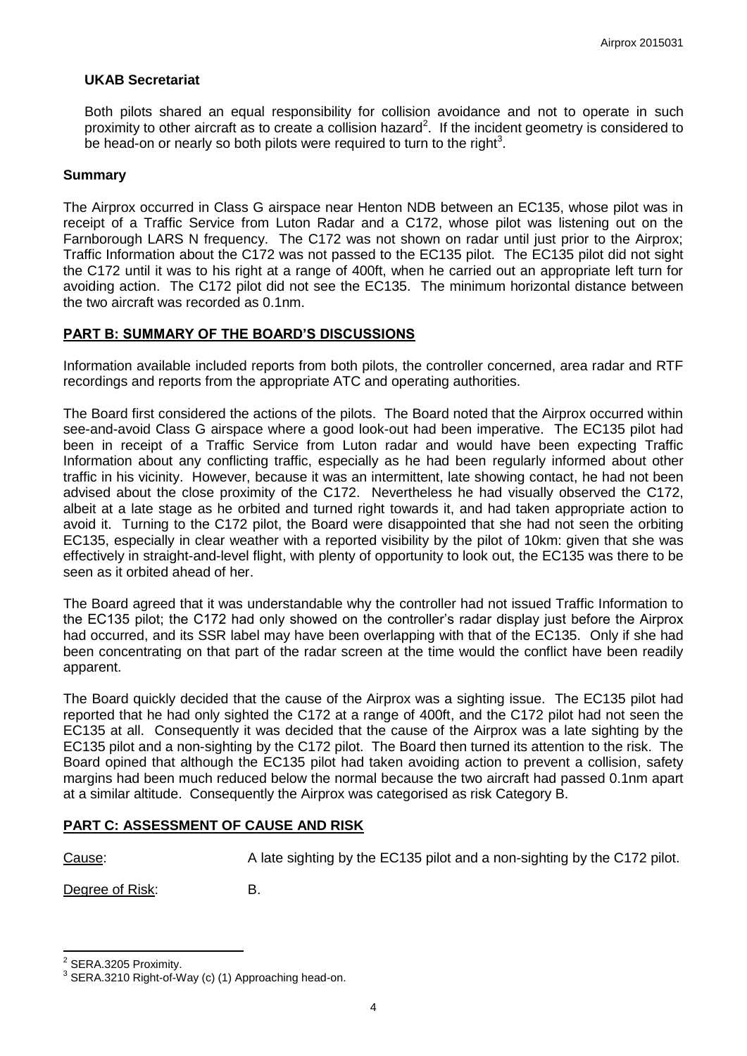### UKAB Secretariat

Both pilots shared an equal responsibility for collision avoidance and not to operate in such proximity to other aircraft as to create a collision hazard[2]. If the incident geometry is considered to be head-on or nearly so both pilots were required to turn to the right[3].

### Summary

The Airprox occurred in Class G airspace near Henton NDB between an EC135, whose pilot was in receipt of a Traffic Service from Luton Radar and a C172, whose pilot was listening out on the Farnborough LARS N frequency. The C172 was not shown on radar until just prior to the Airprox; Traffic Information about the C172 was not passed to the EC135 pilot. The EC135 pilot did not sight the C172 until it was to his right at a range of 400ft, when he carried out an appropriate left turn for avoiding action. The C172 pilot did not see the EC135. The minimum horizontal distance between the two aircraft was recorded as 0.1nm.

## PART B: SUMMARY OF THE BOARD'S DISCUSSIONS

Information available included reports from both pilots, the controller concerned, area radar and RTF recordings and reports from the appropriate ATC and operating authorities.

The Board first considered the actions of the pilots. The Board noted that the Airprox occurred within see-and-avoid Class G airspace where a good look-out had been imperative. The EC135 pilot had been in receipt of a Traffic Service from Luton radar and would have been expecting Traffic Information about any conflicting traffic, especially as he had been regularly informed about other traffic in his vicinity. However, because it was an intermittent, late showing contact, he had not been advised about the close proximity of the C172. Nevertheless he had visually observed the C172, albeit at a late stage as he orbited and turned right towards it, and had taken appropriate action to avoid it. Turning to the C172 pilot, the Board were disappointed that she had not seen the orbiting EC135, especially in clear weather with a reported visibility by the pilot of 10km: given that she was effectively in straight-and-level flight, with plenty of opportunity to look out, the EC135 was there to be seen as it orbited ahead of her.

The Board agreed that it was understandable why the controller had not issued Traffic Information to the EC135 pilot; the C172 had only showed on the controller's radar display just before the Airprox had occurred, and its SSR label may have been overlapping with that of the EC135. Only if she had been concentrating on that part of the radar screen at the time would the conflict have been readily apparent.

The Board quickly decided that the cause of the Airprox was a sighting issue. The EC135 pilot had reported that he had only sighted the C172 at a range of 400ft, and the C172 pilot had not seen the EC135 at all. Consequently it was decided that the cause of the Airprox was a late sighting by the EC135 pilot and a non-sighting by the C172 pilot. The Board then turned its attention to the risk. The Board opined that although the EC135 pilot had taken avoiding action to prevent a collision, safety margins had been much reduced below the normal because the two aircraft had passed 0.1nm apart at a similar altitude. Consequently the Airprox was categorised as risk Category B.

## PART C: ASSESSMENT OF CAUSE AND RISK

Cause: A late sighting by the EC135 pilot and a non-sighting by the C172 pilot.

Degree of Risk: B.

---

[2] SERA.3205 Proximity.

[3] SERA.3210 Right-of-Way (c) (1) Approaching head-on.